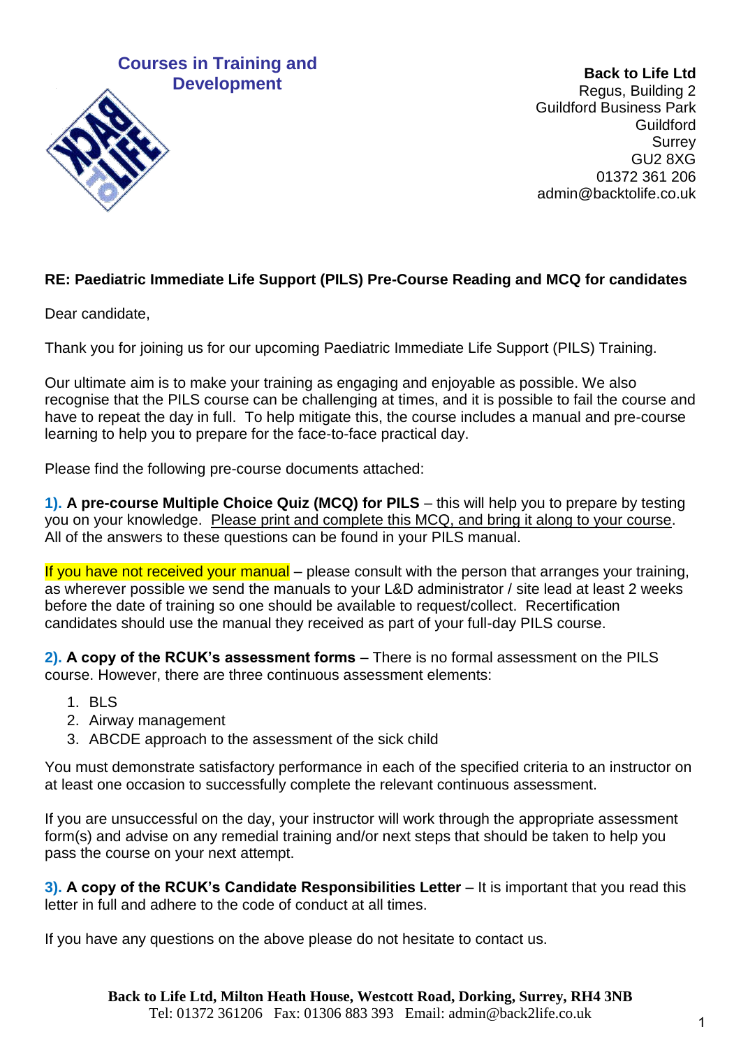**Courses in Training and Development**

**Back to Life Ltd**
Regus, Building 2
Guildford Business Park
Guildford
Surrey
GU2 8XG
01372 361 206
admin@backtolife.co.uk

**RE: Paediatric Immediate Life Support (PILS) Pre-Course Reading and MCQ for candidates**

Dear candidate,

Thank you for joining us for our upcoming Paediatric Immediate Life Support (PILS) Training.

Our ultimate aim is to make your training as engaging and enjoyable as possible. We also recognise that the PILS course can be challenging at times, and it is possible to fail the course and have to repeat the day in full. To help mitigate this, the course includes a manual and pre-course learning to help you to prepare for the face-to-face practical day.

Please find the following pre-course documents attached:

**1). A pre-course Multiple Choice Quiz (MCQ) for PILS** – this will help you to prepare by testing you on your knowledge. Please print and complete this MCQ, and bring it along to your course. All of the answers to these questions can be found in your PILS manual.

If you have not received your manual – please consult with the person that arranges your training, as wherever possible we send the manuals to your L&D administrator / site lead at least 2 weeks before the date of training so one should be available to request/collect. Recertification candidates should use the manual they received as part of your full-day PILS course.

**2). A copy of the RCUK's assessment forms** – There is no formal assessment on the PILS course. However, there are three continuous assessment elements:

1. BLS
2. Airway management
3. ABCDE approach to the assessment of the sick child

You must demonstrate satisfactory performance in each of the specified criteria to an instructor on at least one occasion to successfully complete the relevant continuous assessment.

If you are unsuccessful on the day, your instructor will work through the appropriate assessment form(s) and advise on any remedial training and/or next steps that should be taken to help you pass the course on your next attempt.

**3). A copy of the RCUK's Candidate Responsibilities Letter** – It is important that you read this letter in full and adhere to the code of conduct at all times.

If you have any questions on the above please do not hesitate to contact us.

**Back to Life Ltd, Milton Heath House, Westcott Road, Dorking, Surrey, RH4 3NB**
Tel: 01372 361206 Fax: 01306 883 393 Email: admin@back2life.co.uk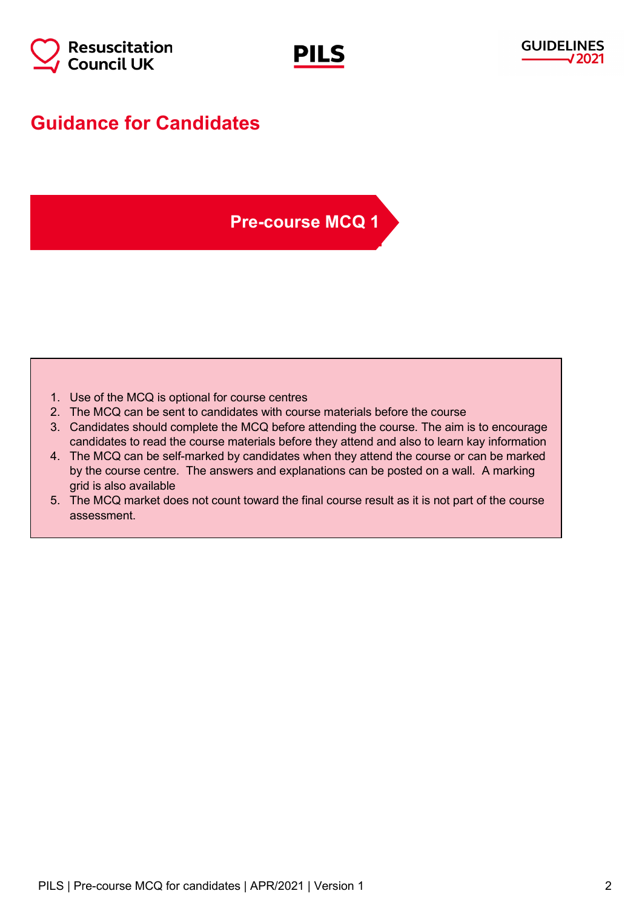# Guidance for Candidates

## Pre-course MCQ 1

1. Use of the MCQ is optional for course centres
2. The MCQ can be sent to candidates with course materials before the course
3. Candidates should complete the MCQ before attending the course. The aim is to encourage candidates to read the course materials before they attend and also to learn kay information
4. The MCQ can be self-marked by candidates when they attend the course or can be marked by the course centre. The answers and explanations can be posted on a wall. A marking grid is also available
5. The MCQ market does not count toward the final course result as it is not part of the course assessment.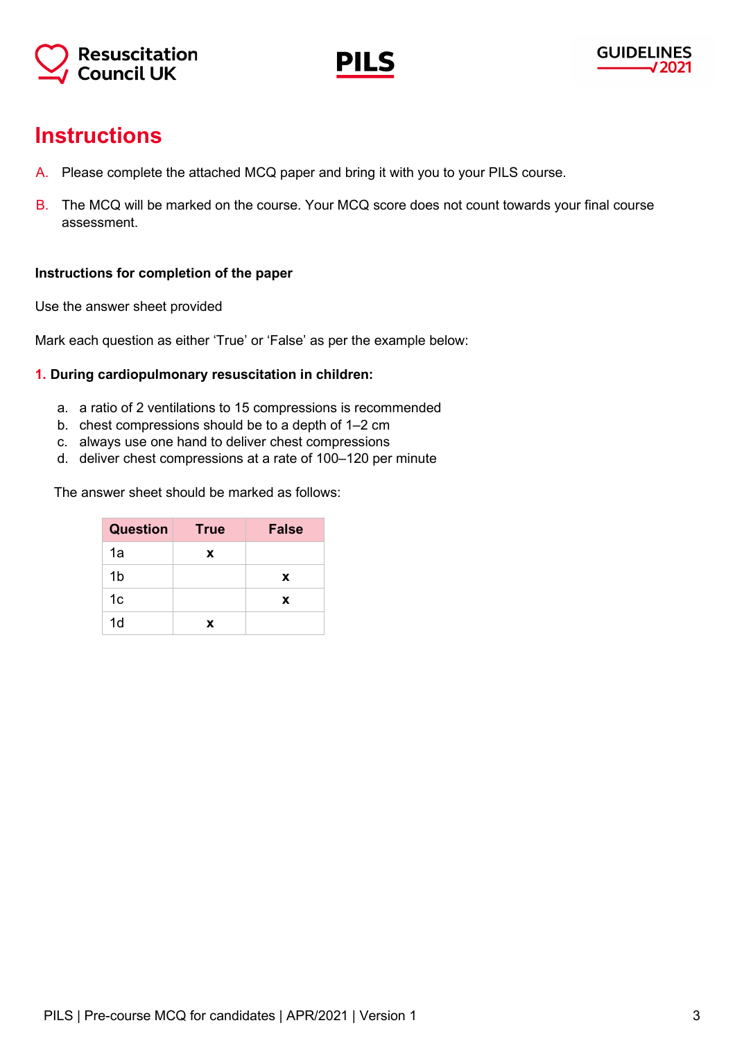# Instructions

A. Please complete the attached MCQ paper and bring it with you to your PILS course.

B. The MCQ will be marked on the course. Your MCQ score does not count towards your final course assessment.

**Instructions for completion of the paper**

Use the answer sheet provided

Mark each question as either 'True' or 'False' as per the example below:

**1. During cardiopulmonary resuscitation in children:**

a. a ratio of 2 ventilations to 15 compressions is recommended
b. chest compressions should be to a depth of 1–2 cm
c. always use one hand to deliver chest compressions
d. deliver chest compressions at a rate of 100–120 per minute

The answer sheet should be marked as follows:

| Question | True | False |
|---|---|---|
| 1a | x | |
| 1b | | x |
| 1c | | x |
| 1d | x | |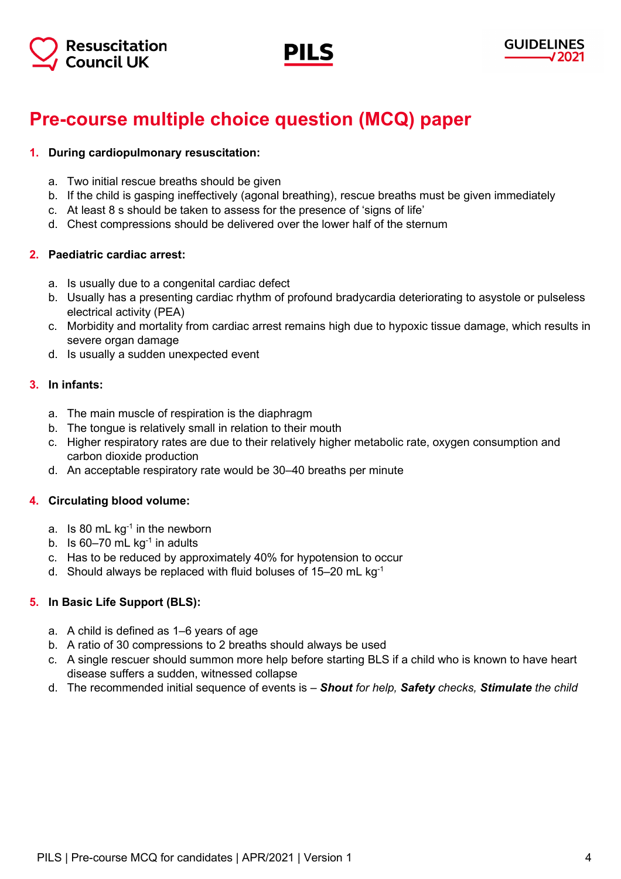# Pre-course multiple choice question (MCQ) paper

**1. During cardiopulmonary resuscitation:**

a. Two initial rescue breaths should be given
b. If the child is gasping ineffectively (agonal breathing), rescue breaths must be given immediately
c. At least 8 s should be taken to assess for the presence of 'signs of life'
d. Chest compressions should be delivered over the lower half of the sternum

**2. Paediatric cardiac arrest:**

a. Is usually due to a congenital cardiac defect
b. Usually has a presenting cardiac rhythm of profound bradycardia deteriorating to asystole or pulseless electrical activity (PEA)
c. Morbidity and mortality from cardiac arrest remains high due to hypoxic tissue damage, which results in severe organ damage
d. Is usually a sudden unexpected event

**3. In infants:**

a. The main muscle of respiration is the diaphragm
b. The tongue is relatively small in relation to their mouth
c. Higher respiratory rates are due to their relatively higher metabolic rate, oxygen consumption and carbon dioxide production
d. An acceptable respiratory rate would be 30–40 breaths per minute

**4. Circulating blood volume:**

a. Is 80 mL $kg^{-1}$ in the newborn
b. Is 60–70 mL $kg^{-1}$ in adults
c. Has to be reduced by approximately 40% for hypotension to occur
d. Should always be replaced with fluid boluses of 15–20 mL $kg^{-1}$

**5. In Basic Life Support (BLS):**

a. A child is defined as 1–6 years of age
b. A ratio of 30 compressions to 2 breaths should always be used
c. A single rescuer should summon more help before starting BLS if a child who is known to have heart disease suffers a sudden, witnessed collapse
d. The recommended initial sequence of events is – ***Shout*** *for help,* ***Safety*** *checks,* ***Stimulate*** *the child*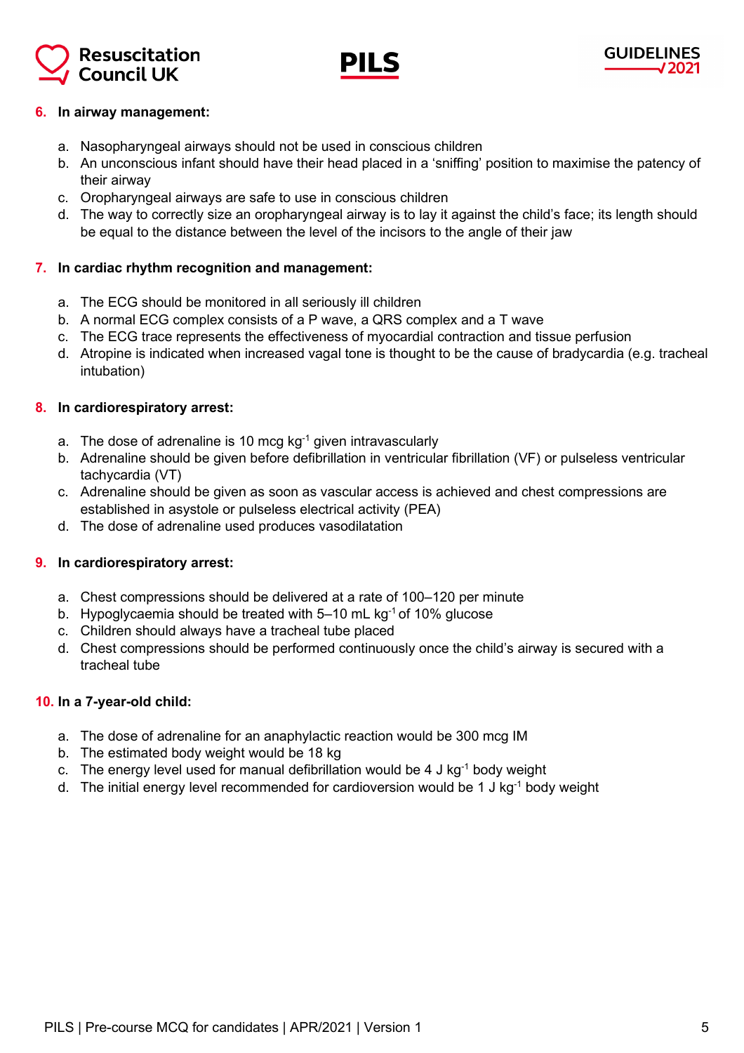6. **In airway management:**

    a. Nasopharyngeal airways should not be used in conscious children
    b. An unconscious infant should have their head placed in a ‘sniffing’ position to maximise the patency of their airway
    c. Oropharyngeal airways are safe to use in conscious children
    d. The way to correctly size an oropharyngeal airway is to lay it against the child’s face; its length should be equal to the distance between the level of the incisors to the angle of their jaw

7. **In cardiac rhythm recognition and management:**

    a. The ECG should be monitored in all seriously ill children
    b. A normal ECG complex consists of a P wave, a QRS complex and a T wave
    c. The ECG trace represents the effectiveness of myocardial contraction and tissue perfusion
    d. Atropine is indicated when increased vagal tone is thought to be the cause of bradycardia (e.g. tracheal intubation)

8. **In cardiorespiratory arrest:**

    a. The dose of adrenaline is 10 mcg $kg^{-1}$ given intravascularly
    b. Adrenaline should be given before defibrillation in ventricular fibrillation (VF) or pulseless ventricular tachycardia (VT)
    c. Adrenaline should be given as soon as vascular access is achieved and chest compressions are established in asystole or pulseless electrical activity (PEA)
    d. The dose of adrenaline used produces vasodilatation

9. **In cardiorespiratory arrest:**

    a. Chest compressions should be delivered at a rate of 100–120 per minute
    b. Hypoglycaemia should be treated with 5–10 mL $kg^{-1}$ of 10% glucose
    c. Children should always have a tracheal tube placed
    d. Chest compressions should be performed continuously once the child’s airway is secured with a tracheal tube

10. **In a 7-year-old child:**

    a. The dose of adrenaline for an anaphylactic reaction would be 300 mcg IM
    b. The estimated body weight would be 18 kg
    c. The energy level used for manual defibrillation would be 4 J $kg^{-1}$ body weight
    d. The initial energy level recommended for cardioversion would be 1 J $kg^{-1}$ body weight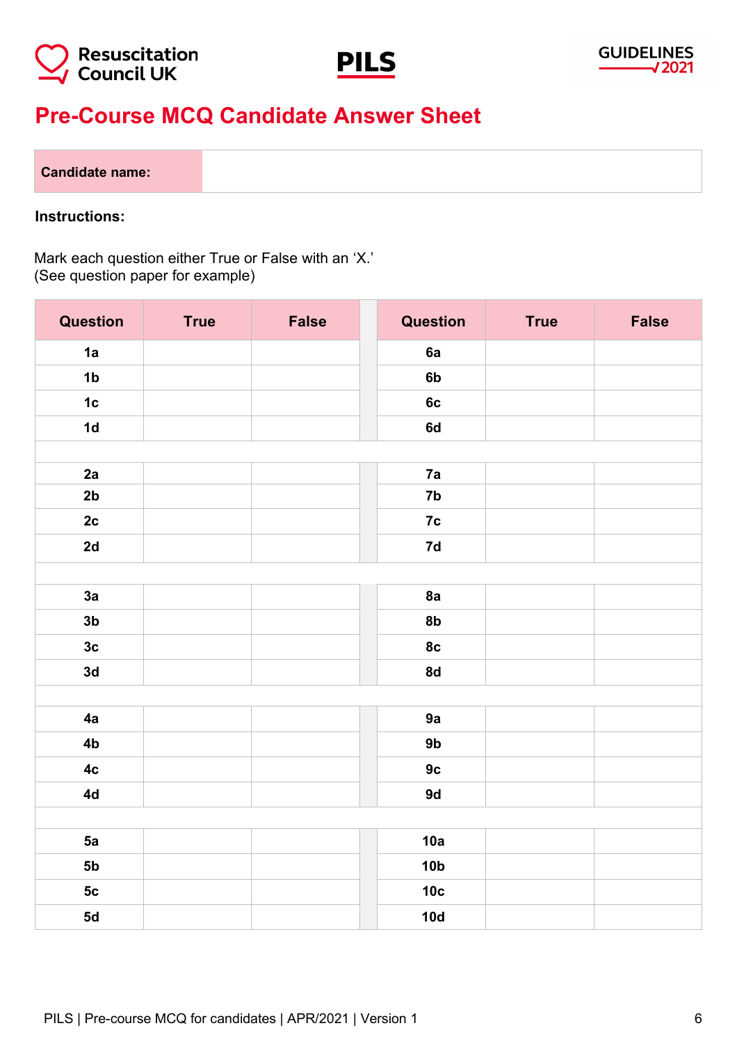Resuscitation Council UK

PILS

GUIDELINES 2021

# Pre-Course MCQ Candidate Answer Sheet

| Candidate name: | |
|---|---|

**Instructions:**

Mark each question either True or False with an 'X.'
(See question paper for example)

| Question | True | False | | Question | True | False |
|---|---|---|---|---|---|---|
| 1a | | | | 6a | | |
| 1b | | | | 6b | | |
| 1c | | | | 6c | | |
| 1d | | | | 6d | | |
| | | | | | | |
| 2a | | | | 7a | | |
| 2b | | | | 7b | | |
| 2c | | | | 7c | | |
| 2d | | | | 7d | | |
| | | | | | | |
| 3a | | | | 8a | | |
| 3b | | | | 8b | | |
| 3c | | | | 8c | | |
| 3d | | | | 8d | | |
| | | | | | | |
| 4a | | | | 9a | | |
| 4b | | | | 9b | | |
| 4c | | | | 9c | | |
| 4d | | | | 9d | | |
| | | | | | | |
| 5a | | | | 10a | | |
| 5b | | | | 10b | | |
| 5c | | | | 10c | | |
| 5d | | | | 10d | | |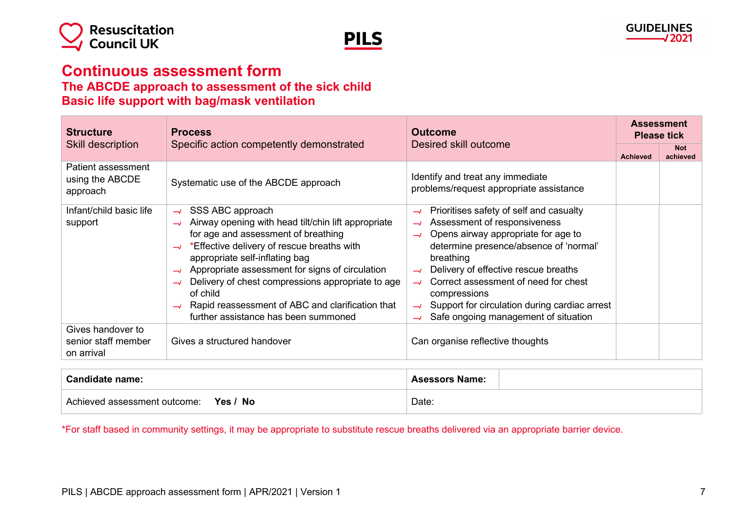# Continuous assessment form

## The ABCDE approach to assessment of the sick child

## Basic life support with bag/mask ventilation

| **Structure** Skill description | **Process** Specific action competently demonstrated | **Outcome** Desired skill outcome | **Assessment Please tick** | |
|---|---|---|---|---|
| | | | **Achieved** | **Not achieved** |
| Patient assessment using the ABCDE approach | Systematic use of the ABCDE approach | Identify and treat any immediate problems/request appropriate assistance | | |
| Infant/child basic life support | - SSS ABC approach<br>- Airway opening with head tilt/chin lift appropriate for age and assessment of breathing<br>- *Effective delivery of rescue breaths with appropriate self-inflating bag<br>- Appropriate assessment for signs of circulation<br>- Delivery of chest compressions appropriate to age of child<br>- Rapid reassessment of ABC and clarification that further assistance has been summoned | - Prioritises safety of self and casualty<br>- Assessment of responsiveness<br>- Opens airway appropriate for age to determine presence/absence of 'normal' breathing<br>- Delivery of effective rescue breaths<br>- Correct assessment of need for chest compressions<br>- Support for circulation during cardiac arrest<br>- Safe ongoing management of situation | | |
| Gives handover to senior staff member on arrival | Gives a structured handover | Can organise reflective thoughts | | |

| **Candidate name:** | **Asessors Name:** | |
|---|---|---|
| Achieved assessment outcome: **Yes / No** | Date: | |

*For staff based in community settings, it may be appropriate to substitute rescue breaths delivered via an appropriate barrier device.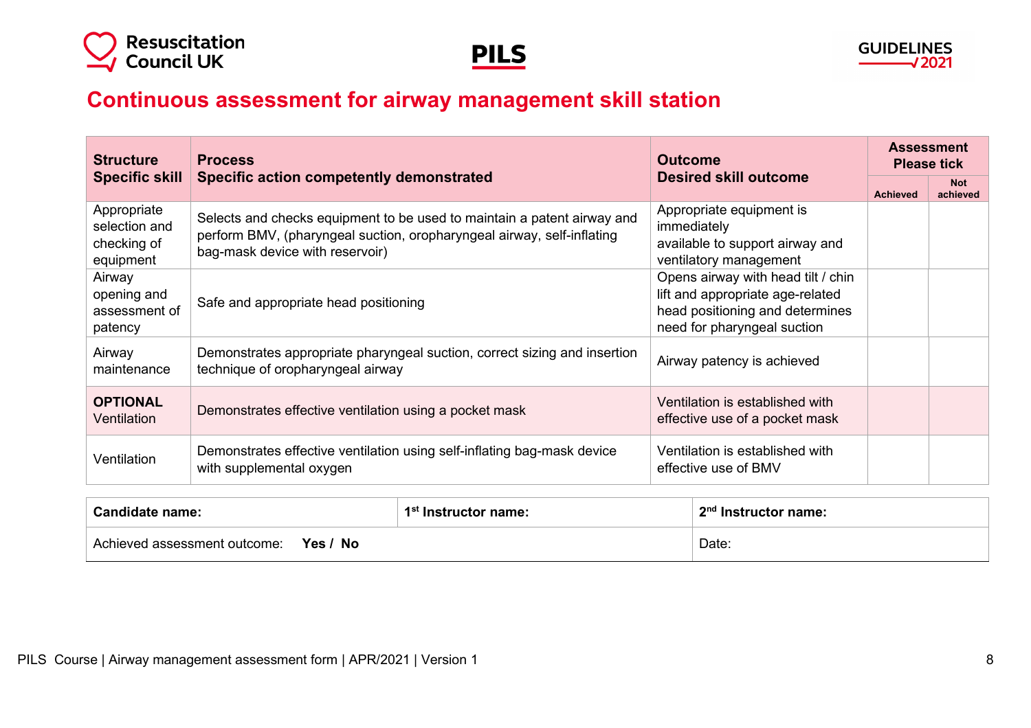## Continuous assessment for airway management skill station

| **Structure** **Specific skill** | **Process** **Specific action competently demonstrated** | **Outcome** **Desired skill outcome** | **Assessment Please tick** | |
|---|---|---|---|---|
| | | | **Achieved** | **Not achieved** |
| Appropriate selection and checking of equipment | Selects and checks equipment to be used to maintain a patent airway and perform BMV, (pharyngeal suction, oropharyngeal airway, self-inflating bag-mask device with reservoir) | Appropriate equipment is immediately available to support airway and ventilatory management | | |
| Airway opening and assessment of patency | Safe and appropriate head positioning | Opens airway with head tilt / chin lift and appropriate age-related head positioning and determines need for pharyngeal suction | | |
| Airway maintenance | Demonstrates appropriate pharyngeal suction, correct sizing and insertion technique of oropharyngeal airway | Airway patency is achieved | | |
| **OPTIONAL** Ventilation | Demonstrates effective ventilation using a pocket mask | Ventilation is established with effective use of a pocket mask | | |
| Ventilation | Demonstrates effective ventilation using self-inflating bag-mask device with supplemental oxygen | Ventilation is established with effective use of BMV | | |

| **Candidate name:** | **1st Instructor name:** | **2nd Instructor name:** |
|---|---|---|
| Achieved assessment outcome: **Yes / No** | | Date: |

PILS Course | Airway management assessment form | APR/2021 | Version 1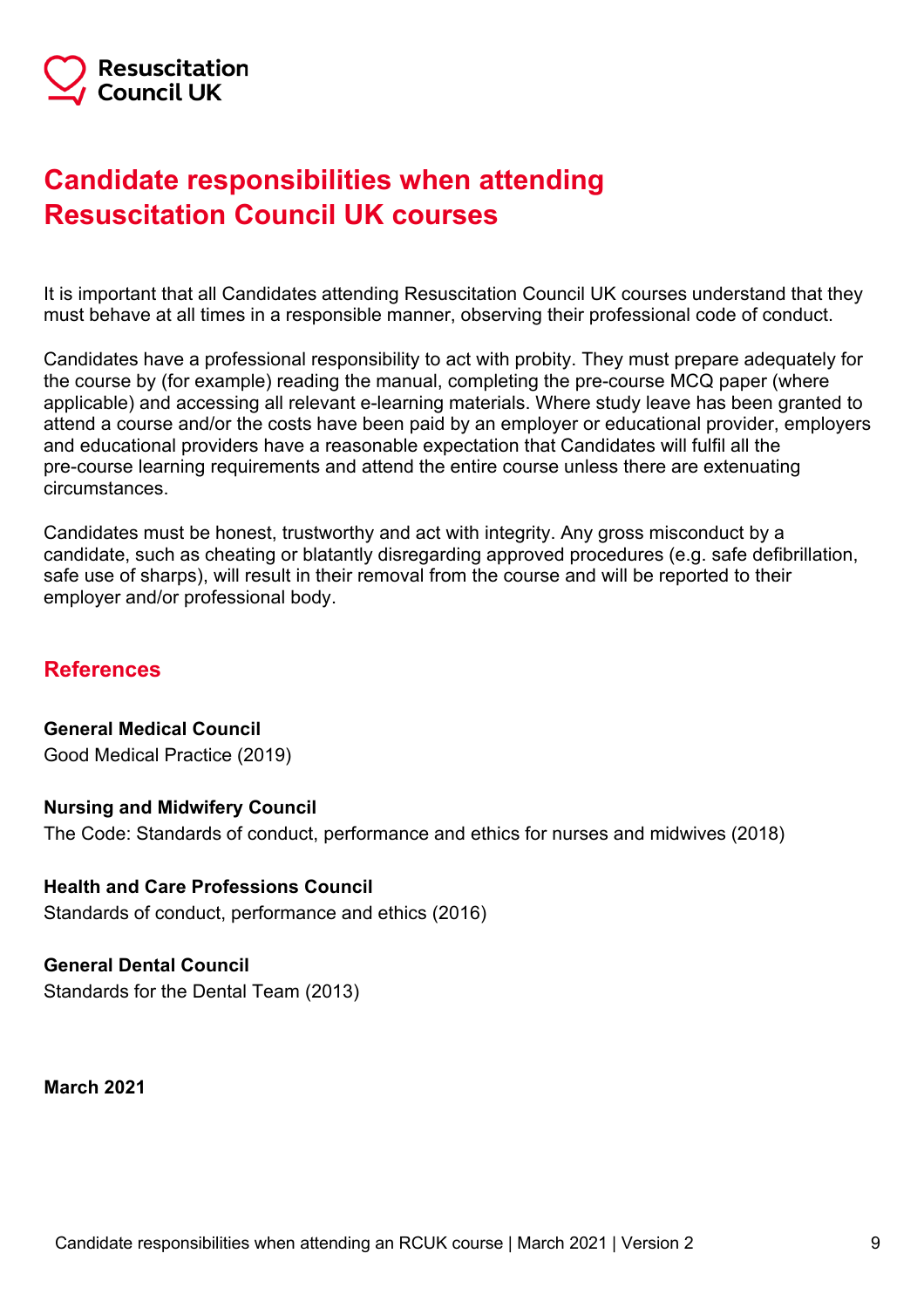# Candidate responsibilities when attending Resuscitation Council UK courses

It is important that all Candidates attending Resuscitation Council UK courses understand that they must behave at all times in a responsible manner, observing their professional code of conduct.

Candidates have a professional responsibility to act with probity. They must prepare adequately for the course by (for example) reading the manual, completing the pre-course MCQ paper (where applicable) and accessing all relevant e-learning materials. Where study leave has been granted to attend a course and/or the costs have been paid by an employer or educational provider, employers and educational providers have a reasonable expectation that Candidates will fulfil all the pre-course learning requirements and attend the entire course unless there are extenuating circumstances.

Candidates must be honest, trustworthy and act with integrity. Any gross misconduct by a candidate, such as cheating or blatantly disregarding approved procedures (e.g. safe defibrillation, safe use of sharps), will result in their removal from the course and will be reported to their employer and/or professional body.

## References

**General Medical Council**
Good Medical Practice (2019)

**Nursing and Midwifery Council**
The Code: Standards of conduct, performance and ethics for nurses and midwives (2018)

**Health and Care Professions Council**
Standards of conduct, performance and ethics (2016)

**General Dental Council**
Standards for the Dental Team (2013)

**March 2021**